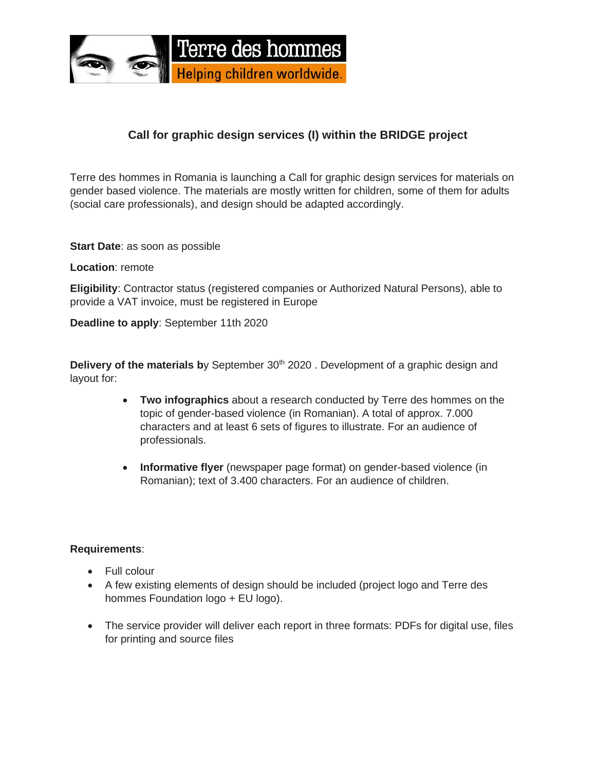Terre des hommes

Helping children worldwide.

## Call for graphic design services (I) within the BRIDGE project

Terre des hommes in Romania is launching a Call for graphic design services for materials on gender based violence. The materials are mostly written for children, some of them for adults (social care professionals), and design should be adapted accordingly.

**Start Date**: as soon as possible

**Location**: remote

**Eligibility**: Contractor status (registered companies or Authorized Natural Persons), able to provide a VAT invoice, must be registered in Europe

**Deadline to apply**: September 11th 2020

**Delivery of the materials b**y September 30th 2020 . Development of a graphic design and layout for:

- **Two infographics** about a research conducted by Terre des hommes on the topic of gender-based violence (in Romanian). A total of approx. 7.000 characters and at least 6 sets of figures to illustrate. For an audience of professionals.
- **Informative flyer** (newspaper page format) on gender-based violence (in Romanian); text of 3.400 characters. For an audience of children.

**Requirements**:

- Full colour
- A few existing elements of design should be included (project logo and Terre des hommes Foundation logo + EU logo).
- The service provider will deliver each report in three formats: PDFs for digital use, files for printing and source files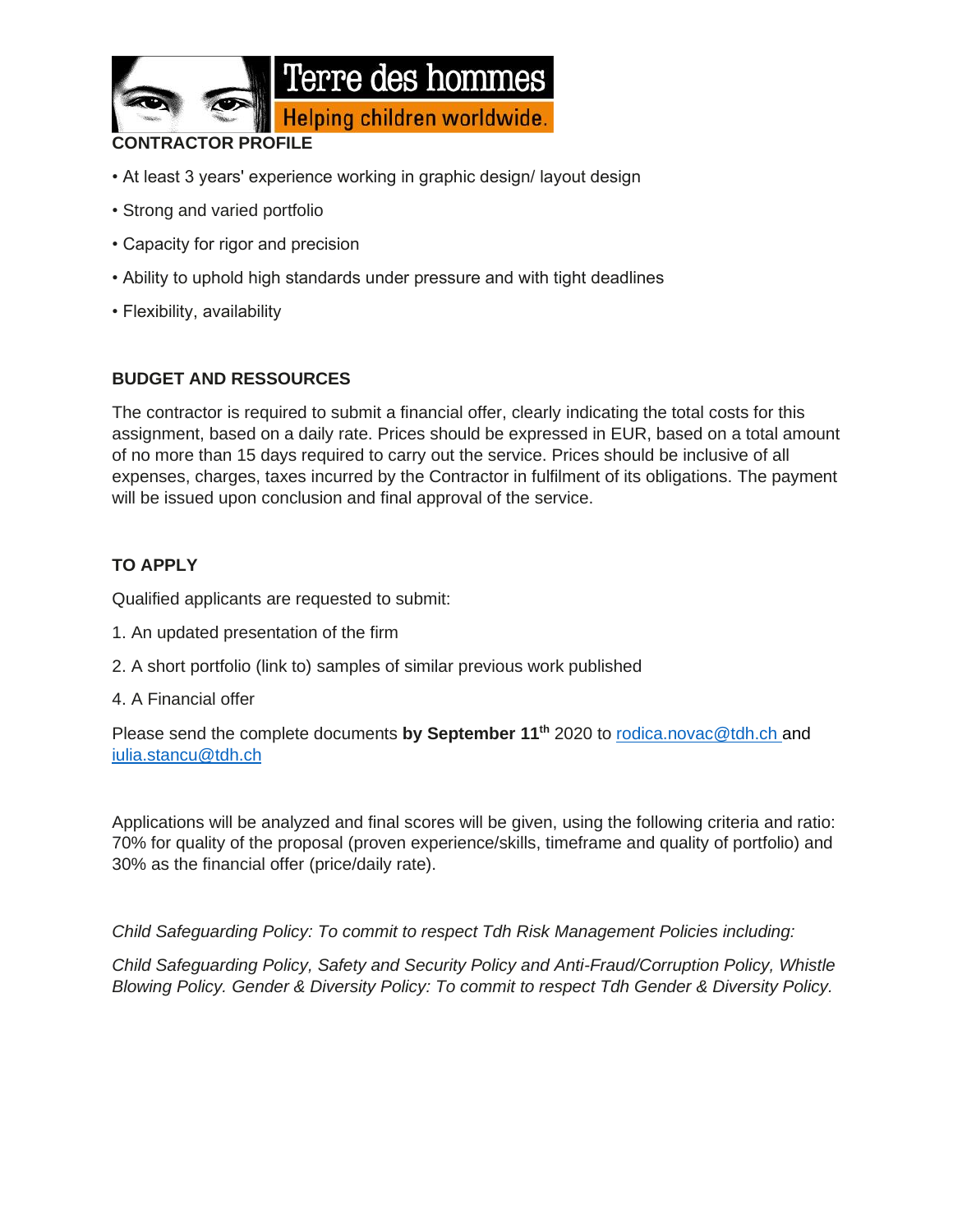**CONTRACTOR PROFILE**

- At least 3 years' experience working in graphic design/ layout design
- Strong and varied portfolio
- Capacity for rigor and precision
- Ability to uphold high standards under pressure and with tight deadlines
- Flexibility, availability

**BUDGET AND RESSOURCES**

The contractor is required to submit a financial offer, clearly indicating the total costs for this assignment, based on a daily rate. Prices should be expressed in EUR, based on a total amount of no more than 15 days required to carry out the service. Prices should be inclusive of all expenses, charges, taxes incurred by the Contractor in fulfilment of its obligations. The payment will be issued upon conclusion and final approval of the service.

**TO APPLY**

Qualified applicants are requested to submit:

1. An updated presentation of the firm
2. A short portfolio (link to) samples of similar previous work published
4. A Financial offer

Please send the complete documents **by September 11th** 2020 to rodica.novac@tdh.ch and iulia.stancu@tdh.ch

Applications will be analyzed and final scores will be given, using the following criteria and ratio: 70% for quality of the proposal (proven experience/skills, timeframe and quality of portfolio) and 30% as the financial offer (price/daily rate).

*Child Safeguarding Policy: To commit to respect Tdh Risk Management Policies including:*

*Child Safeguarding Policy, Safety and Security Policy and Anti-Fraud/Corruption Policy, Whistle Blowing Policy. Gender & Diversity Policy: To commit to respect Tdh Gender & Diversity Policy.*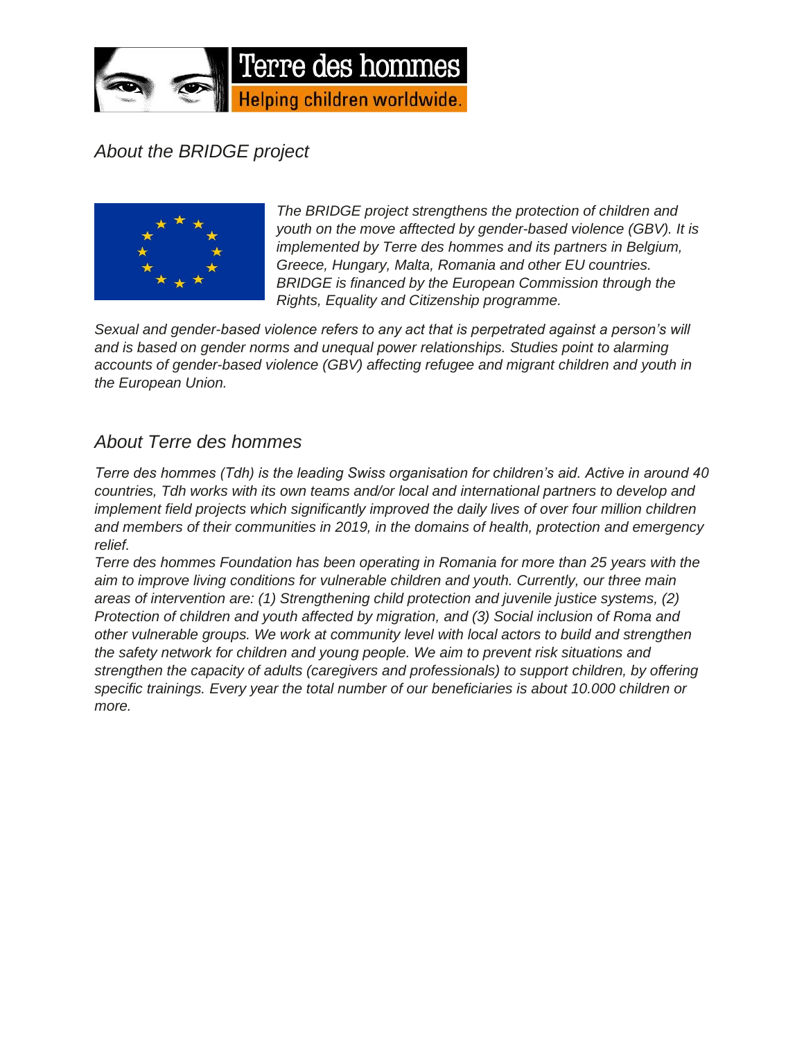Terre des hommes
Helping children worldwide.

## *About the BRIDGE project*

*The BRIDGE project strengthens the protection of children and youth on the move afftected by gender-based violence (GBV). It is implemented by Terre des hommes and its partners in Belgium, Greece, Hungary, Malta, Romania and other EU countries. BRIDGE is financed by the European Commission through the Rights, Equality and Citizenship programme.*

*Sexual and gender-based violence refers to any act that is perpetrated against a person's will and is based on gender norms and unequal power relationships. Studies point to alarming accounts of gender-based violence (GBV) affecting refugee and migrant children and youth in the European Union.*

## *About Terre des hommes*

*Terre des hommes (Tdh) is the leading Swiss organisation for children's aid. Active in around 40 countries, Tdh works with its own teams and/or local and international partners to develop and implement field projects which significantly improved the daily lives of over four million children and members of their communities in 2019, in the domains of health, protection and emergency relief.*

*Terre des hommes Foundation has been operating in Romania for more than 25 years with the aim to improve living conditions for vulnerable children and youth. Currently, our three main areas of intervention are: (1) Strengthening child protection and juvenile justice systems, (2) Protection of children and youth affected by migration, and (3) Social inclusion of Roma and other vulnerable groups. We work at community level with local actors to build and strengthen the safety network for children and young people. We aim to prevent risk situations and strengthen the capacity of adults (caregivers and professionals) to support children, by offering specific trainings. Every year the total number of our beneficiaries is about 10.000 children or more.*